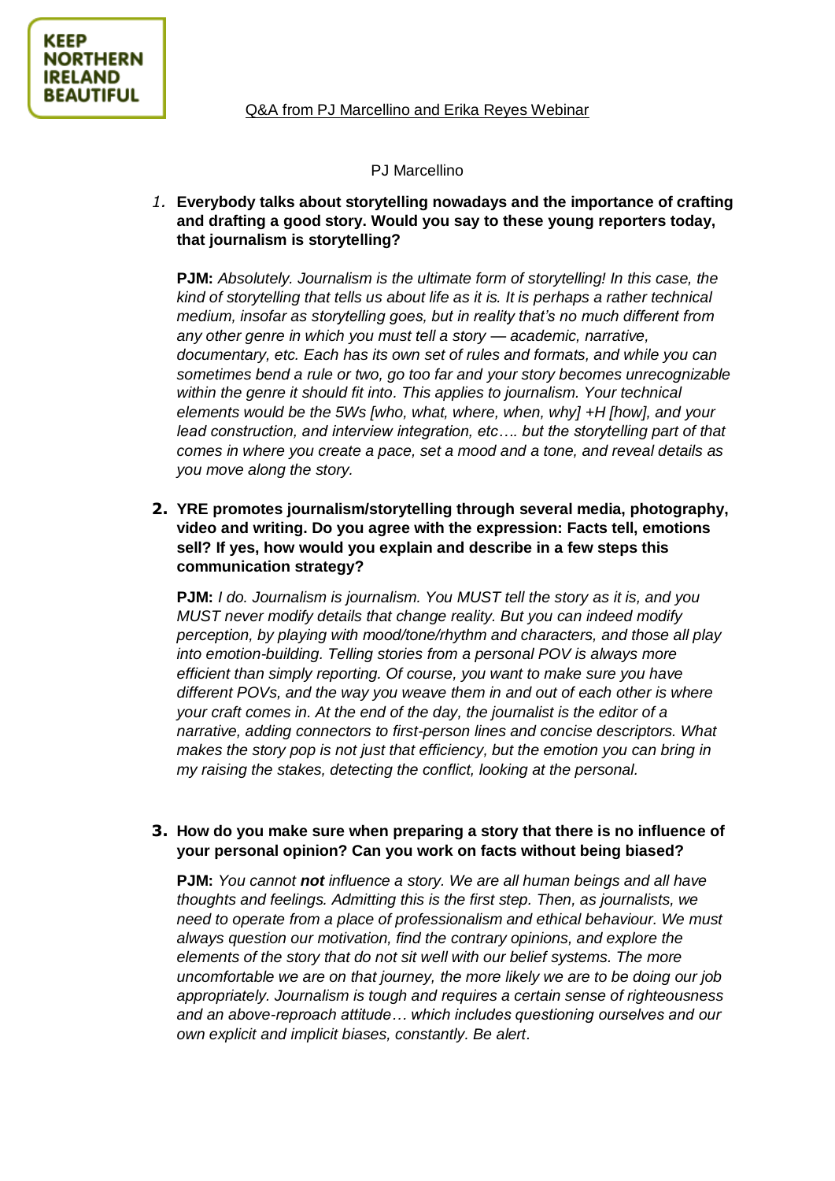KEEP NORTHERN IRELAND BEAUTIFUL

# Q&A from PJ Marcellino and Erika Reyes Webinar

## PJ Marcellino

1. **Everybody talks about storytelling nowadays and the importance of crafting and drafting a good story. Would you say to these young reporters today, that journalism is storytelling?**

   **PJM:** *Absolutely. Journalism is the ultimate form of storytelling! In this case, the kind of storytelling that tells us about life as it is. It is perhaps a rather technical medium, insofar as storytelling goes, but in reality that's no much different from any other genre in which you must tell a story — academic, narrative, documentary, etc. Each has its own set of rules and formats, and while you can sometimes bend a rule or two, go too far and your story becomes unrecognizable within the genre it should fit into. This applies to journalism. Your technical elements would be the 5Ws [who, what, where, when, why] +H [how], and your lead construction, and interview integration, etc…. but the storytelling part of that comes in where you create a pace, set a mood and a tone, and reveal details as you move along the story.*

2. **YRE promotes journalism/storytelling through several media, photography, video and writing. Do you agree with the expression: Facts tell, emotions sell? If yes, how would you explain and describe in a few steps this communication strategy?**

   **PJM:** *I do. Journalism is journalism. You MUST tell the story as it is, and you MUST never modify details that change reality. But you can indeed modify perception, by playing with mood/tone/rhythm and characters, and those all play into emotion-building. Telling stories from a personal POV is always more efficient than simply reporting. Of course, you want to make sure you have different POVs, and the way you weave them in and out of each other is where your craft comes in. At the end of the day, the journalist is the editor of a narrative, adding connectors to first-person lines and concise descriptors. What makes the story pop is not just that efficiency, but the emotion you can bring in my raising the stakes, detecting the conflict, looking at the personal.*

3. **How do you make sure when preparing a story that there is no influence of your personal opinion? Can you work on facts without being biased?**

   **PJM:** *You cannot* ***not*** *influence a story. We are all human beings and all have thoughts and feelings. Admitting this is the first step. Then, as journalists, we need to operate from a place of professionalism and ethical behaviour. We must always question our motivation, find the contrary opinions, and explore the elements of the story that do not sit well with our belief systems. The more uncomfortable we are on that journey, the more likely we are to be doing our job appropriately. Journalism is tough and requires a certain sense of righteousness and an above-reproach attitude… which includes questioning ourselves and our own explicit and implicit biases, constantly. Be alert.*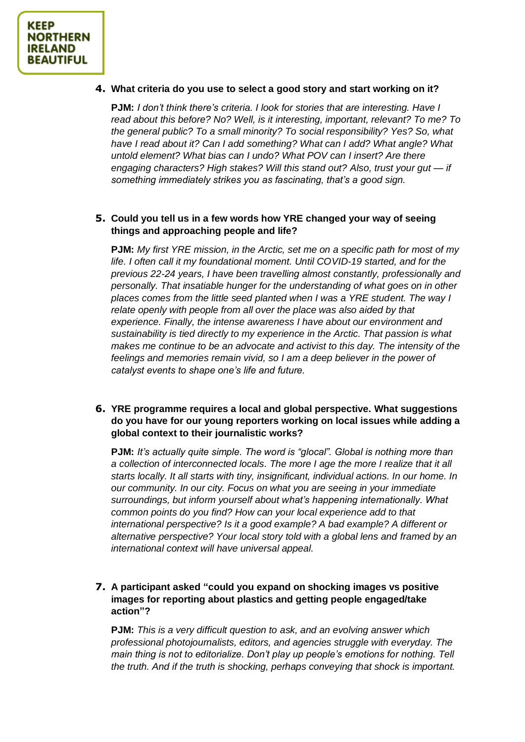4. **What criteria do you use to select a good story and start working on it?**

   **PJM:** *I don't think there's criteria. I look for stories that are interesting. Have I read about this before? No? Well, is it interesting, important, relevant? To me? To the general public? To a small minority? To social responsibility? Yes? So, what have I read about it? Can I add something? What can I add? What angle? What untold element? What bias can I undo? What POV can I insert? Are there engaging characters? High stakes? Will this stand out? Also, trust your gut — if something immediately strikes you as fascinating, that's a good sign.*

5. **Could you tell us in a few words how YRE changed your way of seeing things and approaching people and life?**

   **PJM:** *My first YRE mission, in the Arctic, set me on a specific path for most of my life. I often call it my foundational moment. Until COVID-19 started, and for the previous 22-24 years, I have been travelling almost constantly, professionally and personally. That insatiable hunger for the understanding of what goes on in other places comes from the little seed planted when I was a YRE student. The way I relate openly with people from all over the place was also aided by that experience. Finally, the intense awareness I have about our environment and sustainability is tied directly to my experience in the Arctic. That passion is what makes me continue to be an advocate and activist to this day. The intensity of the feelings and memories remain vivid, so I am a deep believer in the power of catalyst events to shape one's life and future.*

6. **YRE programme requires a local and global perspective. What suggestions do you have for our young reporters working on local issues while adding a global context to their journalistic works?**

   **PJM:** *It's actually quite simple. The word is "glocal". Global is nothing more than a collection of interconnected locals. The more I age the more I realize that it all starts locally. It all starts with tiny, insignificant, individual actions. In our home. In our community. In our city. Focus on what you are seeing in your immediate surroundings, but inform yourself about what's happening internationally. What common points do you find? How can your local experience add to that international perspective? Is it a good example? A bad example? A different or alternative perspective? Your local story told with a global lens and framed by an international context will have universal appeal.*

7. **A participant asked "could you expand on shocking images vs positive images for reporting about plastics and getting people engaged/take action"?**

   **PJM:** *This is a very difficult question to ask, and an evolving answer which professional photojournalists, editors, and agencies struggle with everyday. The main thing is not to editorialize. Don't play up people's emotions for nothing. Tell the truth. And if the truth is shocking, perhaps conveying that shock is important.*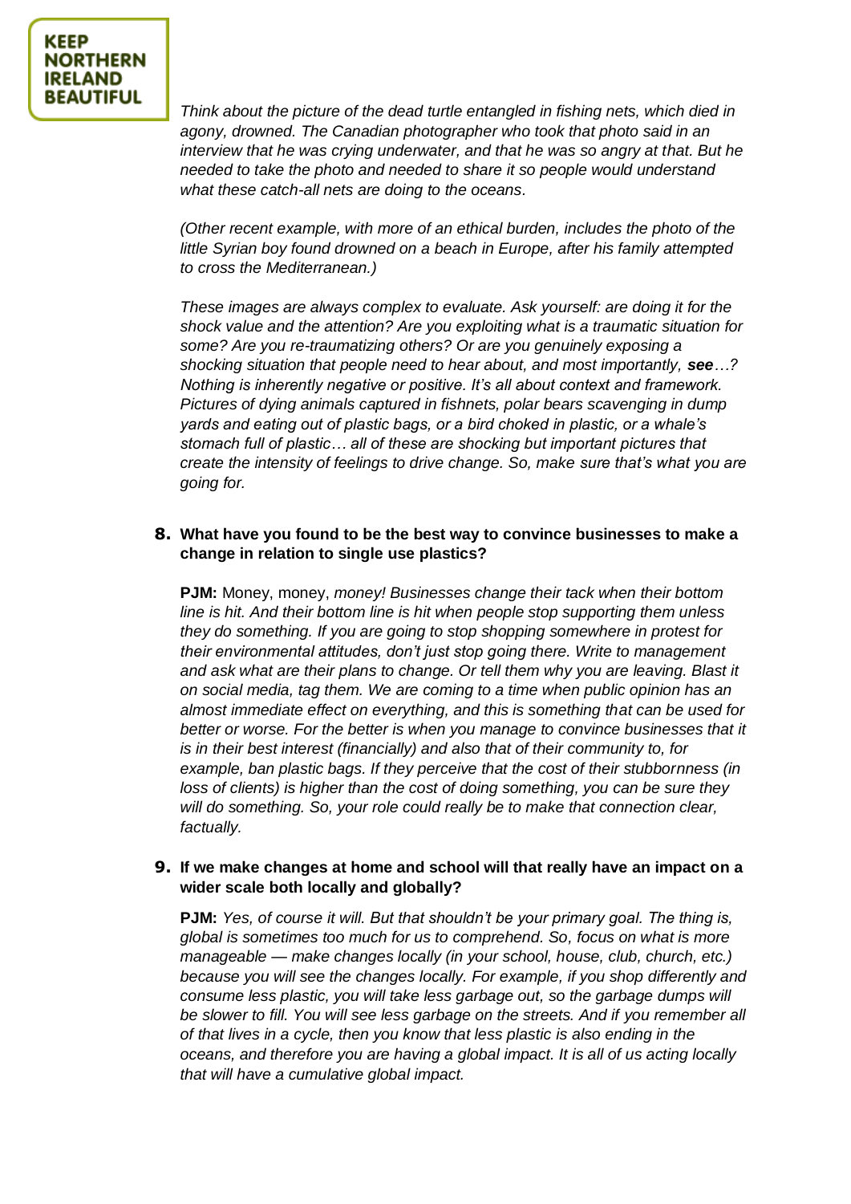*Think about the picture of the dead turtle entangled in fishing nets, which died in agony, drowned. The Canadian photographer who took that photo said in an interview that he was crying underwater, and that he was so angry at that. But he needed to take the photo and needed to share it so people would understand what these catch-all nets are doing to the oceans.*

*(Other recent example, with more of an ethical burden, includes the photo of the little Syrian boy found drowned on a beach in Europe, after his family attempted to cross the Mediterranean.)*

*These images are always complex to evaluate. Ask yourself: are doing it for the shock value and the attention? Are you exploiting what is a traumatic situation for some? Are you re-traumatizing others? Or are you genuinely exposing a shocking situation that people need to hear about, and most importantly,* ***see****…? Nothing is inherently negative or positive. It's all about context and framework. Pictures of dying animals captured in fishnets, polar bears scavenging in dump yards and eating out of plastic bags, or a bird choked in plastic, or a whale's stomach full of plastic… all of these are shocking but important pictures that create the intensity of feelings to drive change. So, make sure that's what you are going for.*

**8. What have you found to be the best way to convince businesses to make a change in relation to single use plastics?**

**PJM:** Money, money, *money! Businesses change their tack when their bottom line is hit. And their bottom line is hit when people stop supporting them unless they do something. If you are going to stop shopping somewhere in protest for their environmental attitudes, don't just stop going there. Write to management and ask what are their plans to change. Or tell them why you are leaving. Blast it on social media, tag them. We are coming to a time when public opinion has an almost immediate effect on everything, and this is something that can be used for better or worse. For the better is when you manage to convince businesses that it is in their best interest (financially) and also that of their community to, for example, ban plastic bags. If they perceive that the cost of their stubbornness (in loss of clients) is higher than the cost of doing something, you can be sure they will do something. So, your role could really be to make that connection clear, factually.*

**9. If we make changes at home and school will that really have an impact on a wider scale both locally and globally?**

**PJM:** *Yes, of course it will. But that shouldn't be your primary goal. The thing is, global is sometimes too much for us to comprehend. So, focus on what is more manageable — make changes locally (in your school, house, club, church, etc.) because you will see the changes locally. For example, if you shop differently and consume less plastic, you will take less garbage out, so the garbage dumps will be slower to fill. You will see less garbage on the streets. And if you remember all of that lives in a cycle, then you know that less plastic is also ending in the oceans, and therefore you are having a global impact. It is all of us acting locally that will have a cumulative global impact.*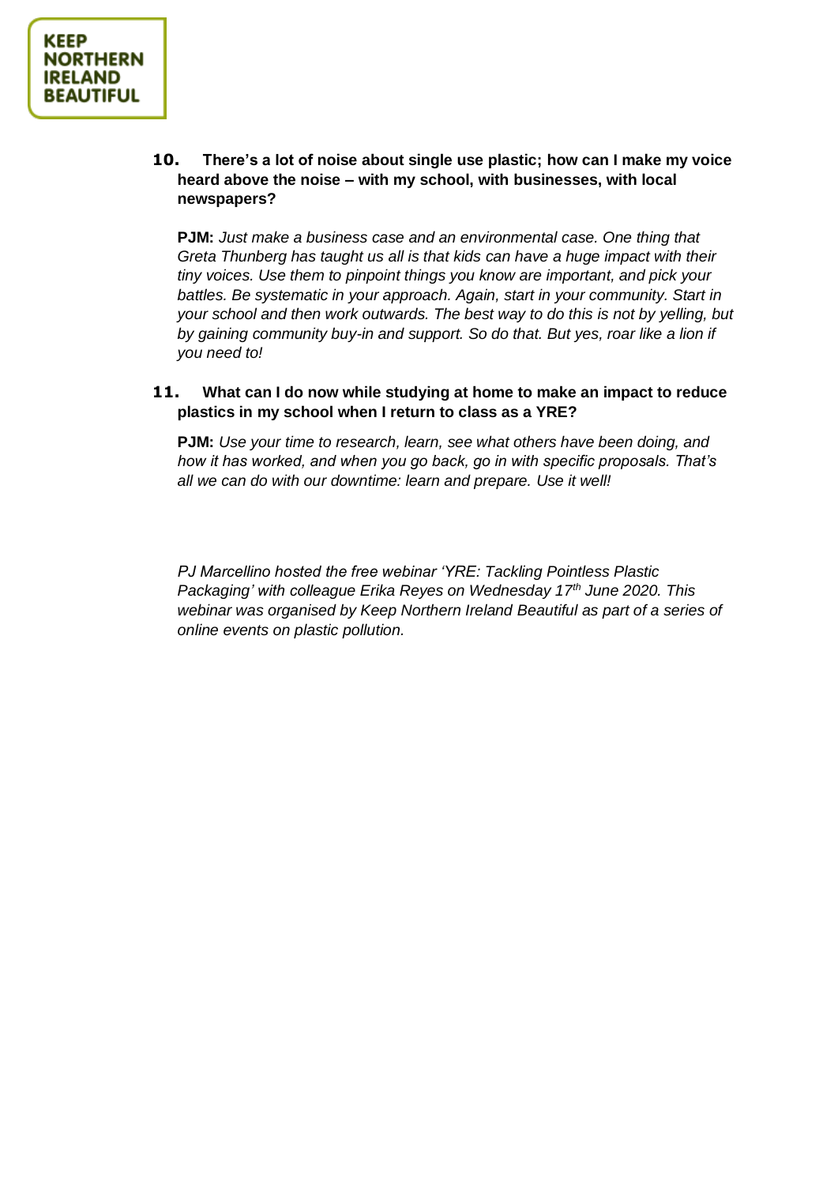**KEEP NORTHERN IRELAND BEAUTIFUL**

**10. There's a lot of noise about single use plastic; how can I make my voice heard above the noise – with my school, with businesses, with local newspapers?**

**PJM:** *Just make a business case and an environmental case. One thing that Greta Thunberg has taught us all is that kids can have a huge impact with their tiny voices. Use them to pinpoint things you know are important, and pick your battles. Be systematic in your approach. Again, start in your community. Start in your school and then work outwards. The best way to do this is not by yelling, but by gaining community buy-in and support. So do that. But yes, roar like a lion if you need to!*

**11. What can I do now while studying at home to make an impact to reduce plastics in my school when I return to class as a YRE?**

**PJM:** *Use your time to research, learn, see what others have been doing, and how it has worked, and when you go back, go in with specific proposals. That's all we can do with our downtime: learn and prepare. Use it well!*

*PJ Marcellino hosted the free webinar 'YRE: Tackling Pointless Plastic Packaging' with colleague Erika Reyes on Wednesday 17th June 2020. This webinar was organised by Keep Northern Ireland Beautiful as part of a series of online events on plastic pollution.*